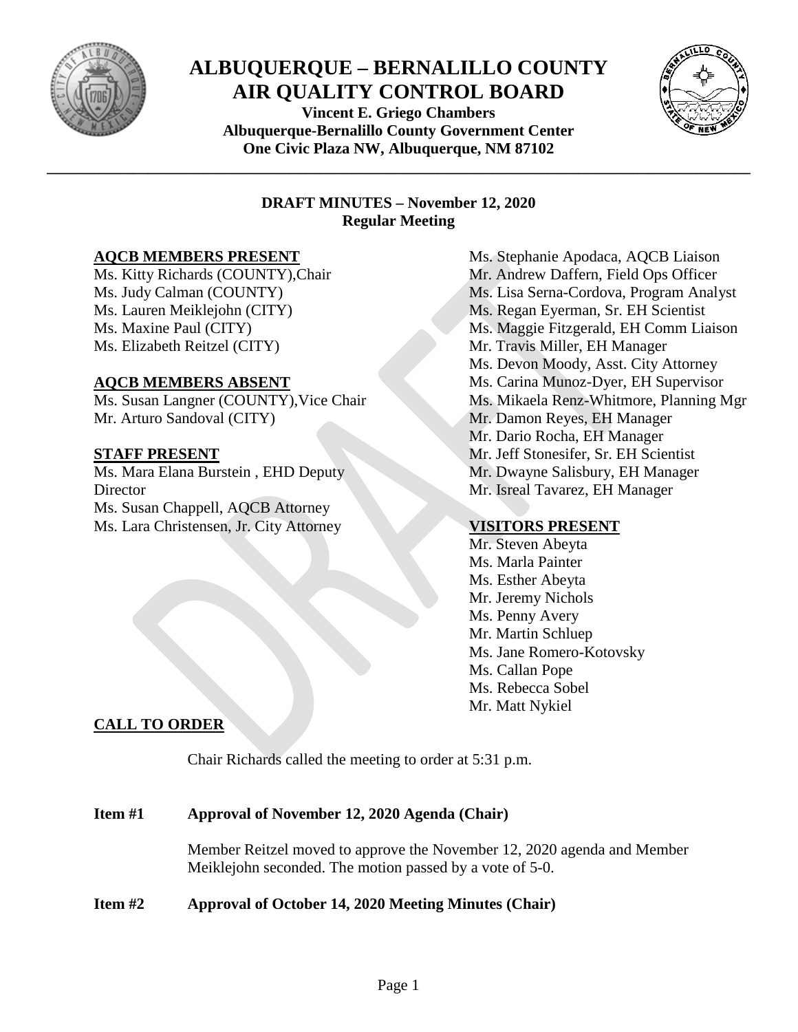# ALBUQUERQUE – BERNALILLO COUNTY AIR QUALITY CONTROL BOARD

**Vincent E. Griego Chambers**
**Albuquerque-Bernalillo County Government Center**
**One Civic Plaza NW, Albuquerque, NM 87102**

---

**DRAFT MINUTES – November 12, 2020**
**Regular Meeting**

**AQCB MEMBERS PRESENT**

Ms. Kitty Richards (COUNTY),Chair
Ms. Judy Calman (COUNTY)
Ms. Lauren Meiklejohn (CITY)
Ms. Maxine Paul (CITY)
Ms. Elizabeth Reitzel (CITY)

**AQCB MEMBERS ABSENT**

Ms. Susan Langner (COUNTY),Vice Chair
Mr. Arturo Sandoval (CITY)

**STAFF PRESENT**

Ms. Mara Elana Burstein , EHD Deputy Director
Ms. Susan Chappell, AQCB Attorney
Ms. Lara Christensen, Jr. City Attorney
Ms. Stephanie Apodaca, AQCB Liaison
Mr. Andrew Daffern, Field Ops Officer
Ms. Lisa Serna-Cordova, Program Analyst
Ms. Regan Eyerman, Sr. EH Scientist
Ms. Maggie Fitzgerald, EH Comm Liaison
Mr. Travis Miller, EH Manager
Ms. Devon Moody, Asst. City Attorney
Ms. Carina Munoz-Dyer, EH Supervisor
Ms. Mikaela Renz-Whitmore, Planning Mgr
Mr. Damon Reyes, EH Manager
Mr. Dario Rocha, EH Manager
Mr. Jeff Stonesifer, Sr. EH Scientist
Mr. Dwayne Salisbury, EH Manager
Mr. Isreal Tavarez, EH Manager

**VISITORS PRESENT**

Mr. Steven Abeyta
Ms. Marla Painter
Ms. Esther Abeyta
Mr. Jeremy Nichols
Ms. Penny Avery
Mr. Martin Schluep
Ms. Jane Romero-Kotovsky
Ms. Callan Pope
Ms. Rebecca Sobel
Mr. Matt Nykiel

**CALL TO ORDER**

Chair Richards called the meeting to order at 5:31 p.m.

**Item #1 Approval of November 12, 2020 Agenda (Chair)**

Member Reitzel moved to approve the November 12, 2020 agenda and Member Meiklejohn seconded. The motion passed by a vote of 5-0.

**Item #2 Approval of October 14, 2020 Meeting Minutes (Chair)**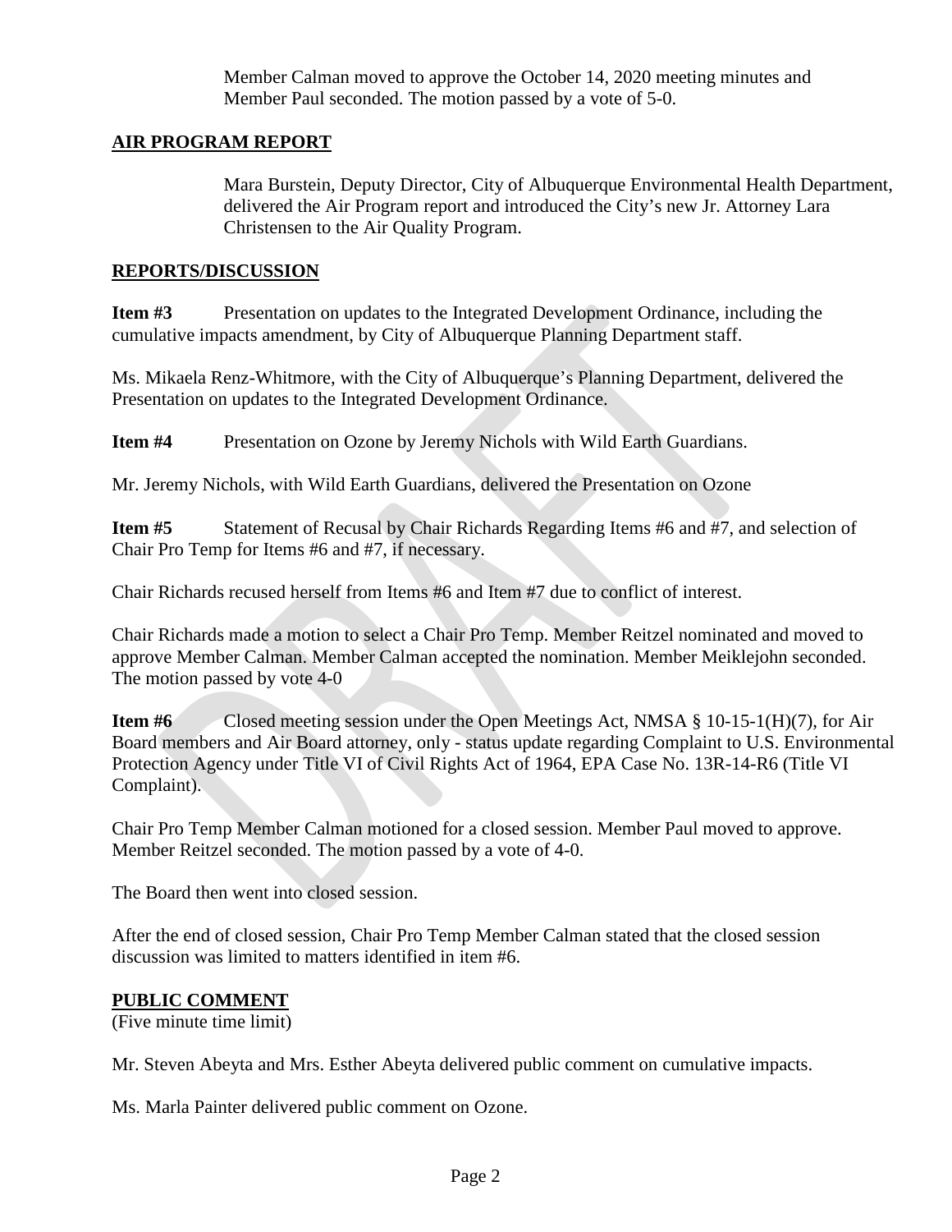Member Calman moved to approve the October 14, 2020 meeting minutes and Member Paul seconded. The motion passed by a vote of 5-0.

## AIR PROGRAM REPORT

Mara Burstein, Deputy Director, City of Albuquerque Environmental Health Department, delivered the Air Program report and introduced the City's new Jr. Attorney Lara Christensen to the Air Quality Program.

## REPORTS/DISCUSSION

**Item #3** Presentation on updates to the Integrated Development Ordinance, including the cumulative impacts amendment, by City of Albuquerque Planning Department staff.

Ms. Mikaela Renz-Whitmore, with the City of Albuquerque's Planning Department, delivered the Presentation on updates to the Integrated Development Ordinance.

**Item #4** Presentation on Ozone by Jeremy Nichols with Wild Earth Guardians.

Mr. Jeremy Nichols, with Wild Earth Guardians, delivered the Presentation on Ozone

**Item #5** Statement of Recusal by Chair Richards Regarding Items #6 and #7, and selection of Chair Pro Temp for Items #6 and #7, if necessary.

Chair Richards recused herself from Items #6 and Item #7 due to conflict of interest.

Chair Richards made a motion to select a Chair Pro Temp. Member Reitzel nominated and moved to approve Member Calman. Member Calman accepted the nomination. Member Meiklejohn seconded. The motion passed by vote 4-0

**Item #6** Closed meeting session under the Open Meetings Act, NMSA § 10-15-1(H)(7), for Air Board members and Air Board attorney, only - status update regarding Complaint to U.S. Environmental Protection Agency under Title VI of Civil Rights Act of 1964, EPA Case No. 13R-14-R6 (Title VI Complaint).

Chair Pro Temp Member Calman motioned for a closed session. Member Paul moved to approve. Member Reitzel seconded. The motion passed by a vote of 4-0.

The Board then went into closed session.

After the end of closed session, Chair Pro Temp Member Calman stated that the closed session discussion was limited to matters identified in item #6.

## PUBLIC COMMENT

(Five minute time limit)

Mr. Steven Abeyta and Mrs. Esther Abeyta delivered public comment on cumulative impacts.

Ms. Marla Painter delivered public comment on Ozone.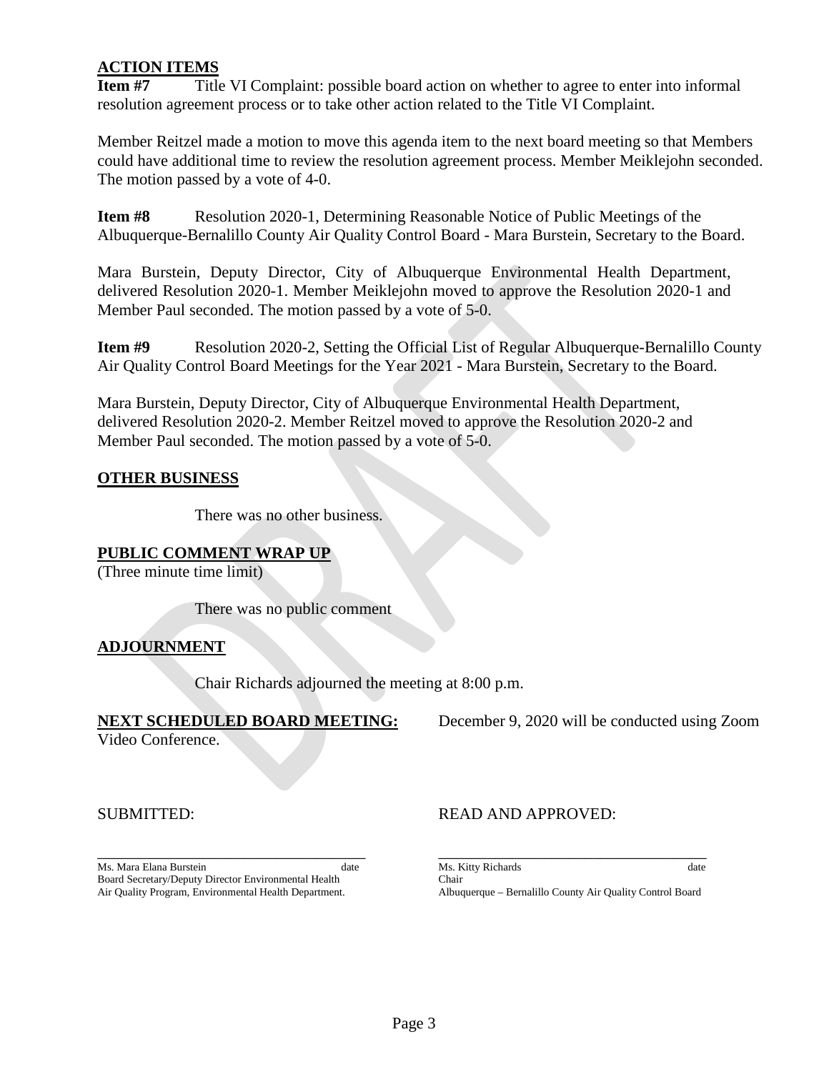## ACTION ITEMS

**Item #7** Title VI Complaint: possible board action on whether to agree to enter into informal resolution agreement process or to take other action related to the Title VI Complaint.

Member Reitzel made a motion to move this agenda item to the next board meeting so that Members could have additional time to review the resolution agreement process. Member Meiklejohn seconded. The motion passed by a vote of 4-0.

**Item #8** Resolution 2020-1, Determining Reasonable Notice of Public Meetings of the Albuquerque-Bernalillo County Air Quality Control Board - Mara Burstein, Secretary to the Board.

Mara Burstein, Deputy Director, City of Albuquerque Environmental Health Department, delivered Resolution 2020-1. Member Meiklejohn moved to approve the Resolution 2020-1 and Member Paul seconded. The motion passed by a vote of 5-0.

**Item #9** Resolution 2020-2, Setting the Official List of Regular Albuquerque-Bernalillo County Air Quality Control Board Meetings for the Year 2021 - Mara Burstein, Secretary to the Board.

Mara Burstein, Deputy Director, City of Albuquerque Environmental Health Department, delivered Resolution 2020-2. Member Reitzel moved to approve the Resolution 2020-2 and Member Paul seconded. The motion passed by a vote of 5-0.

## OTHER BUSINESS

There was no other business.

## PUBLIC COMMENT WRAP UP

(Three minute time limit)

There was no public comment

## ADJOURNMENT

Chair Richards adjourned the meeting at 8:00 p.m.

**NEXT SCHEDULED BOARD MEETING:** December 9, 2020 will be conducted using Zoom Video Conference.

SUBMITTED:

\_\_\_\_\_\_\_\_\_\_\_\_\_\_\_\_\_\_\_\_\_\_\_\_\_\_\_\_\_\_\_\_\_\_\_\_\_\_\_\_
Ms. Mara Elana Burstein date
Board Secretary/Deputy Director Environmental Health
Air Quality Program, Environmental Health Department.

READ AND APPROVED:

\_\_\_\_\_\_\_\_\_\_\_\_\_\_\_\_\_\_\_\_\_\_\_\_\_\_\_\_\_\_\_\_\_\_\_\_\_\_\_\_
Ms. Kitty Richards date
Chair
Albuquerque – Bernalillo County Air Quality Control Board